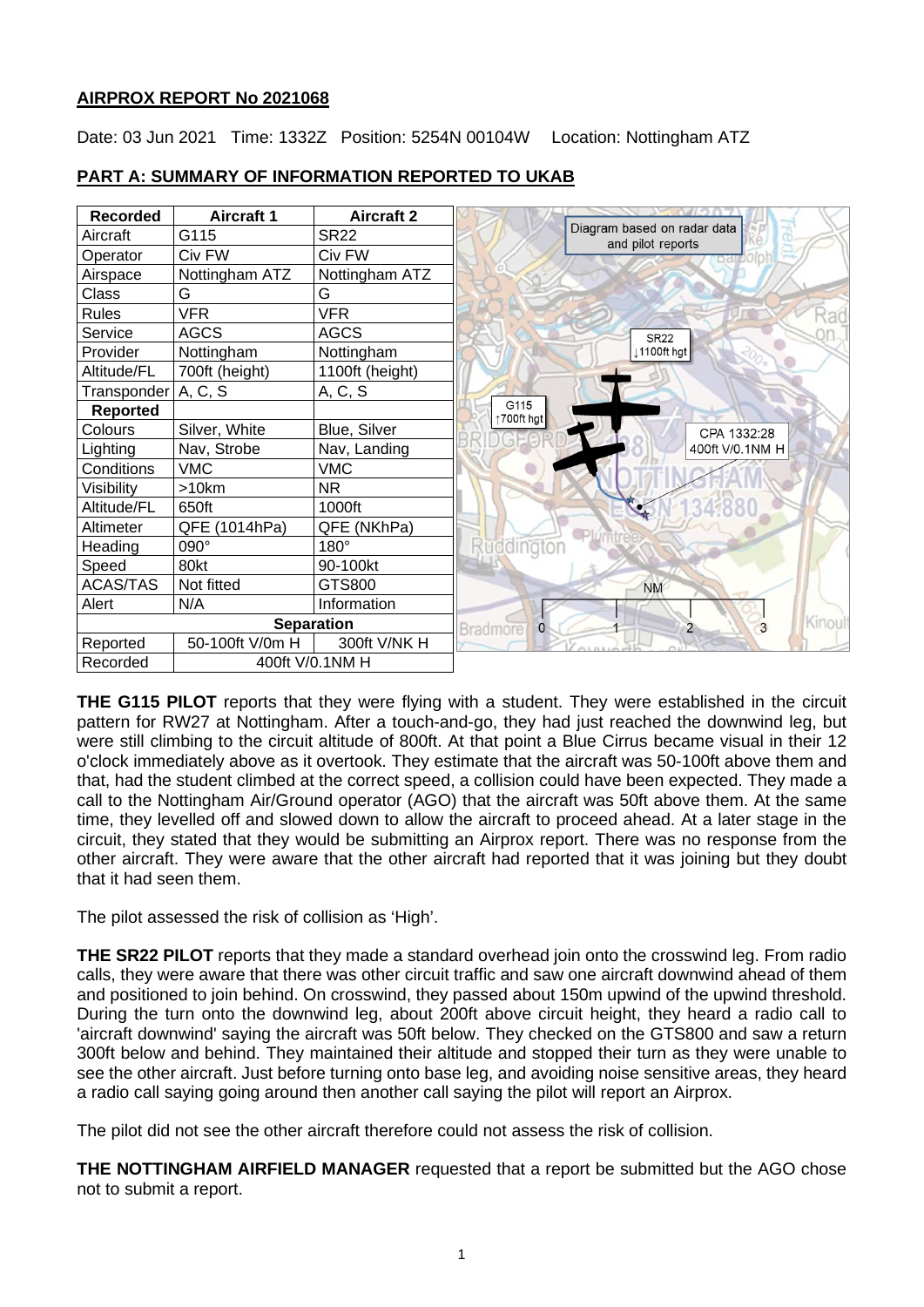**AIRPROX REPORT No 2021068**

Date: 03 Jun 2021 Time: 1332Z Position: 5254N 00104W Location: Nottingham ATZ

## PART A: SUMMARY OF INFORMATION REPORTED TO UKAB

| Recorded | Aircraft 1 | Aircraft 2 |
|---|---|---|
| Aircraft | G115 | SR22 |
| Operator | Civ FW | Civ FW |
| Airspace | Nottingham ATZ | Nottingham ATZ |
| Class | G | G |
| Rules | VFR | VFR |
| Service | AGCS | AGCS |
| Provider | Nottingham | Nottingham |
| Altitude/FL | 700ft (height) | 1100ft (height) |
| Transponder | A, C, S | A, C, S |
| **Reported** | | |
| Colours | Silver, White | Blue, Silver |
| Lighting | Nav, Strobe | Nav, Landing |
| Conditions | VMC | VMC |
| Visibility | >10km | NR |
| Altitude/FL | 650ft | 1000ft |
| Altimeter | QFE (1014hPa) | QFE (NKhPa) |
| Heading | 090° | 180° |
| Speed | 80kt | 90-100kt |
| ACAS/TAS | Not fitted | GTS800 |
| Alert | N/A | Information |
| **Separation** | | |
| Reported | 50-100ft V/0m H | 300ft V/NK H |
| Recorded | 400ft V/0.1NM H | |

Diagram based on radar data and pilot reports

**THE G115 PILOT** reports that they were flying with a student. They were established in the circuit pattern for RW27 at Nottingham. After a touch-and-go, they had just reached the downwind leg, but were still climbing to the circuit altitude of 800ft. At that point a Blue Cirrus became visual in their 12 o'clock immediately above as it overtook. They estimate that the aircraft was 50-100ft above them and that, had the student climbed at the correct speed, a collision could have been expected. They made a call to the Nottingham Air/Ground operator (AGO) that the aircraft was 50ft above them. At the same time, they levelled off and slowed down to allow the aircraft to proceed ahead. At a later stage in the circuit, they stated that they would be submitting an Airprox report. There was no response from the other aircraft. They were aware that the other aircraft had reported that it was joining but they doubt that it had seen them.

The pilot assessed the risk of collision as 'High'.

**THE SR22 PILOT** reports that they made a standard overhead join onto the crosswind leg. From radio calls, they were aware that there was other circuit traffic and saw one aircraft downwind ahead of them and positioned to join behind. On crosswind, they passed about 150m upwind of the upwind threshold. During the turn onto the downwind leg, about 200ft above circuit height, they heard a radio call to 'aircraft downwind' saying the aircraft was 50ft below. They checked on the GTS800 and saw a return 300ft below and behind. They maintained their altitude and stopped their turn as they were unable to see the other aircraft. Just before turning onto base leg, and avoiding noise sensitive areas, they heard a radio call saying going around then another call saying the pilot will report an Airprox.

The pilot did not see the other aircraft therefore could not assess the risk of collision.

**THE NOTTINGHAM AIRFIELD MANAGER** requested that a report be submitted but the AGO chose not to submit a report.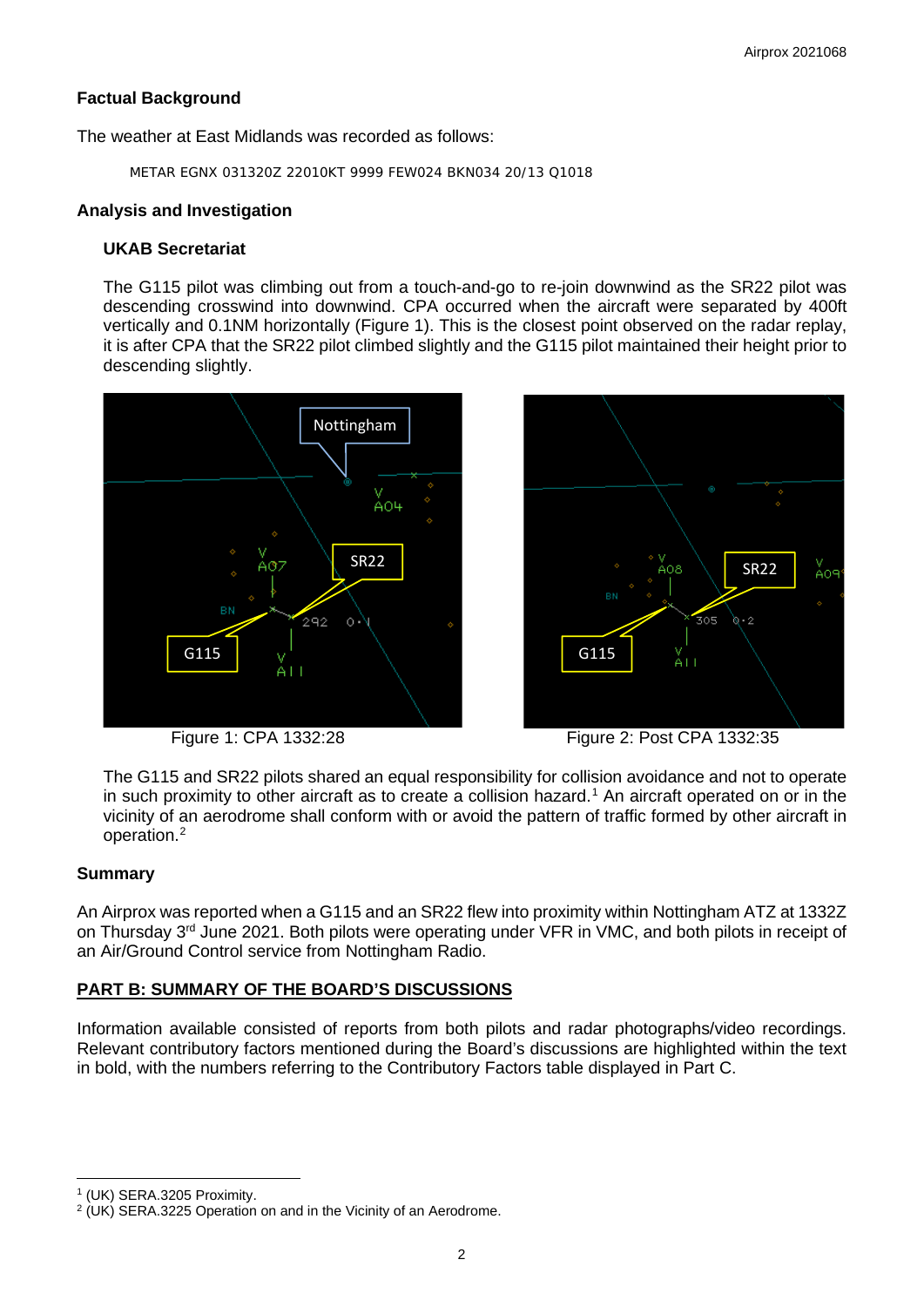## Factual Background

The weather at East Midlands was recorded as follows:

```
METAR EGNX 031320Z 22010KT 9999 FEW024 BKN034 20/13 Q1018
```

## Analysis and Investigation

### UKAB Secretariat

The G115 pilot was climbing out from a touch-and-go to re-join downwind as the SR22 pilot was descending crosswind into downwind. CPA occurred when the aircraft were separated by 400ft vertically and 0.1NM horizontally (Figure 1). This is the closest point observed on the radar replay, it is after CPA that the SR22 pilot climbed slightly and the G115 pilot maintained their height prior to descending slightly.

Figure 1: CPA 1332:28

Figure 2: Post CPA 1332:35

The G115 and SR22 pilots shared an equal responsibility for collision avoidance and not to operate in such proximity to other aircraft as to create a collision hazard.[1] An aircraft operated on or in the vicinity of an aerodrome shall conform with or avoid the pattern of traffic formed by other aircraft in operation.[2]

## Summary

An Airprox was reported when a G115 and an SR22 flew into proximity within Nottingham ATZ at 1332Z on Thursday 3rd June 2021. Both pilots were operating under VFR in VMC, and both pilots in receipt of an Air/Ground Control service from Nottingham Radio.

## PART B: SUMMARY OF THE BOARD'S DISCUSSIONS

Information available consisted of reports from both pilots and radar photographs/video recordings. Relevant contributory factors mentioned during the Board's discussions are highlighted within the text in bold, with the numbers referring to the Contributory Factors table displayed in Part C.

---

[1] (UK) SERA.3205 Proximity.

[2] (UK) SERA.3225 Operation on and in the Vicinity of an Aerodrome.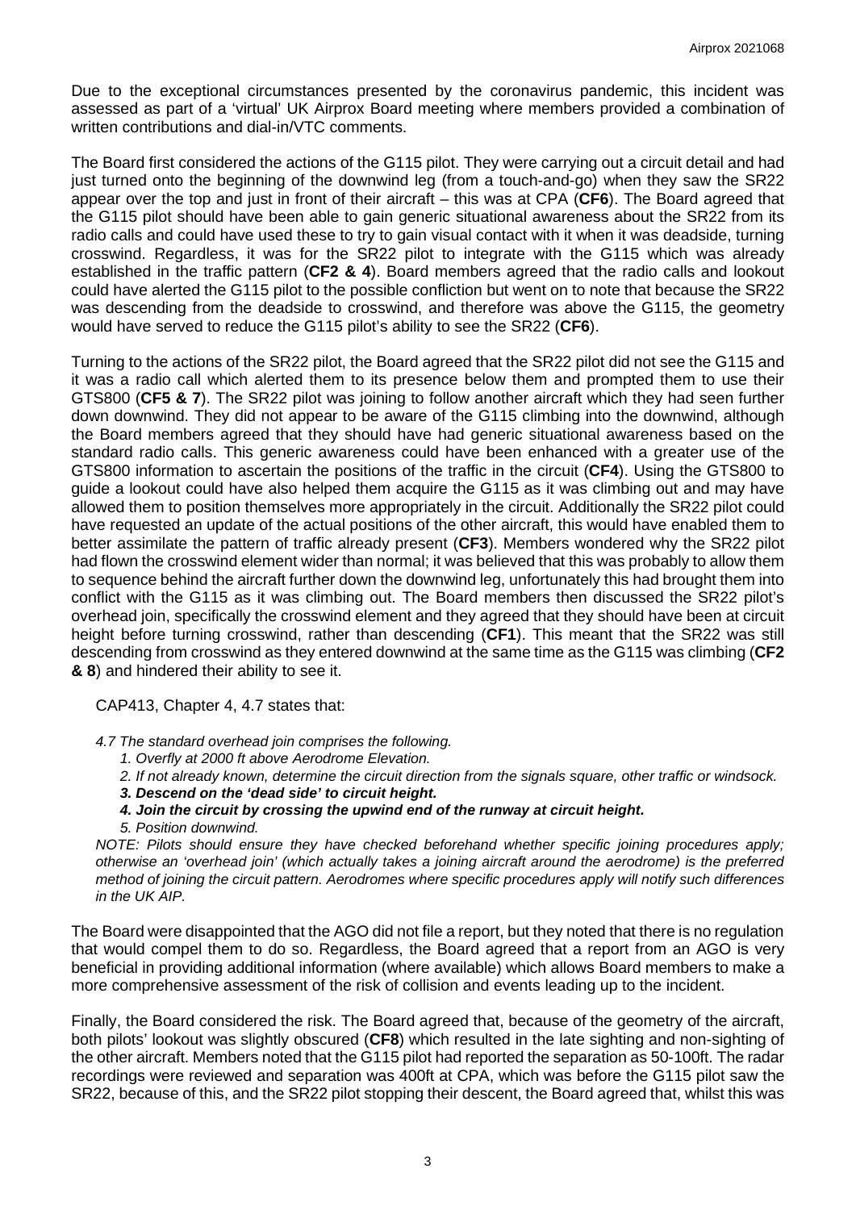Due to the exceptional circumstances presented by the coronavirus pandemic, this incident was assessed as part of a 'virtual' UK Airprox Board meeting where members provided a combination of written contributions and dial-in/VTC comments.

The Board first considered the actions of the G115 pilot. They were carrying out a circuit detail and had just turned onto the beginning of the downwind leg (from a touch-and-go) when they saw the SR22 appear over the top and just in front of their aircraft – this was at CPA (**CF6**). The Board agreed that the G115 pilot should have been able to gain generic situational awareness about the SR22 from its radio calls and could have used these to try to gain visual contact with it when it was deadside, turning crosswind. Regardless, it was for the SR22 pilot to integrate with the G115 which was already established in the traffic pattern (**CF2 & 4**). Board members agreed that the radio calls and lookout could have alerted the G115 pilot to the possible confliction but went on to note that because the SR22 was descending from the deadside to crosswind, and therefore was above the G115, the geometry would have served to reduce the G115 pilot's ability to see the SR22 (**CF6**).

Turning to the actions of the SR22 pilot, the Board agreed that the SR22 pilot did not see the G115 and it was a radio call which alerted them to its presence below them and prompted them to use their GTS800 (**CF5 & 7**). The SR22 pilot was joining to follow another aircraft which they had seen further down downwind. They did not appear to be aware of the G115 climbing into the downwind, although the Board members agreed that they should have had generic situational awareness based on the standard radio calls. This generic awareness could have been enhanced with a greater use of the GTS800 information to ascertain the positions of the traffic in the circuit (**CF4**). Using the GTS800 to guide a lookout could have also helped them acquire the G115 as it was climbing out and may have allowed them to position themselves more appropriately in the circuit. Additionally the SR22 pilot could have requested an update of the actual positions of the other aircraft, this would have enabled them to better assimilate the pattern of traffic already present (**CF3**). Members wondered why the SR22 pilot had flown the crosswind element wider than normal; it was believed that this was probably to allow them to sequence behind the aircraft further down the downwind leg, unfortunately this had brought them into conflict with the G115 as it was climbing out. The Board members then discussed the SR22 pilot's overhead join, specifically the crosswind element and they agreed that they should have been at circuit height before turning crosswind, rather than descending (**CF1**). This meant that the SR22 was still descending from crosswind as they entered downwind at the same time as the G115 was climbing (**CF2 & 8**) and hindered their ability to see it.

CAP413, Chapter 4, 4.7 states that:

*4.7 The standard overhead join comprises the following.*

1. *Overfly at 2000 ft above Aerodrome Elevation.*
2. *If not already known, determine the circuit direction from the signals square, other traffic or windsock.*
3. ***Descend on the 'dead side' to circuit height.***
4. ***Join the circuit by crossing the upwind end of the runway at circuit height.***
5. *Position downwind.*

*NOTE: Pilots should ensure they have checked beforehand whether specific joining procedures apply; otherwise an 'overhead join' (which actually takes a joining aircraft around the aerodrome) is the preferred method of joining the circuit pattern. Aerodromes where specific procedures apply will notify such differences in the UK AIP.*

The Board were disappointed that the AGO did not file a report, but they noted that there is no regulation that would compel them to do so. Regardless, the Board agreed that a report from an AGO is very beneficial in providing additional information (where available) which allows Board members to make a more comprehensive assessment of the risk of collision and events leading up to the incident.

Finally, the Board considered the risk. The Board agreed that, because of the geometry of the aircraft, both pilots' lookout was slightly obscured (**CF8**) which resulted in the late sighting and non-sighting of the other aircraft. Members noted that the G115 pilot had reported the separation as 50-100ft. The radar recordings were reviewed and separation was 400ft at CPA, which was before the G115 pilot saw the SR22, because of this, and the SR22 pilot stopping their descent, the Board agreed that, whilst this was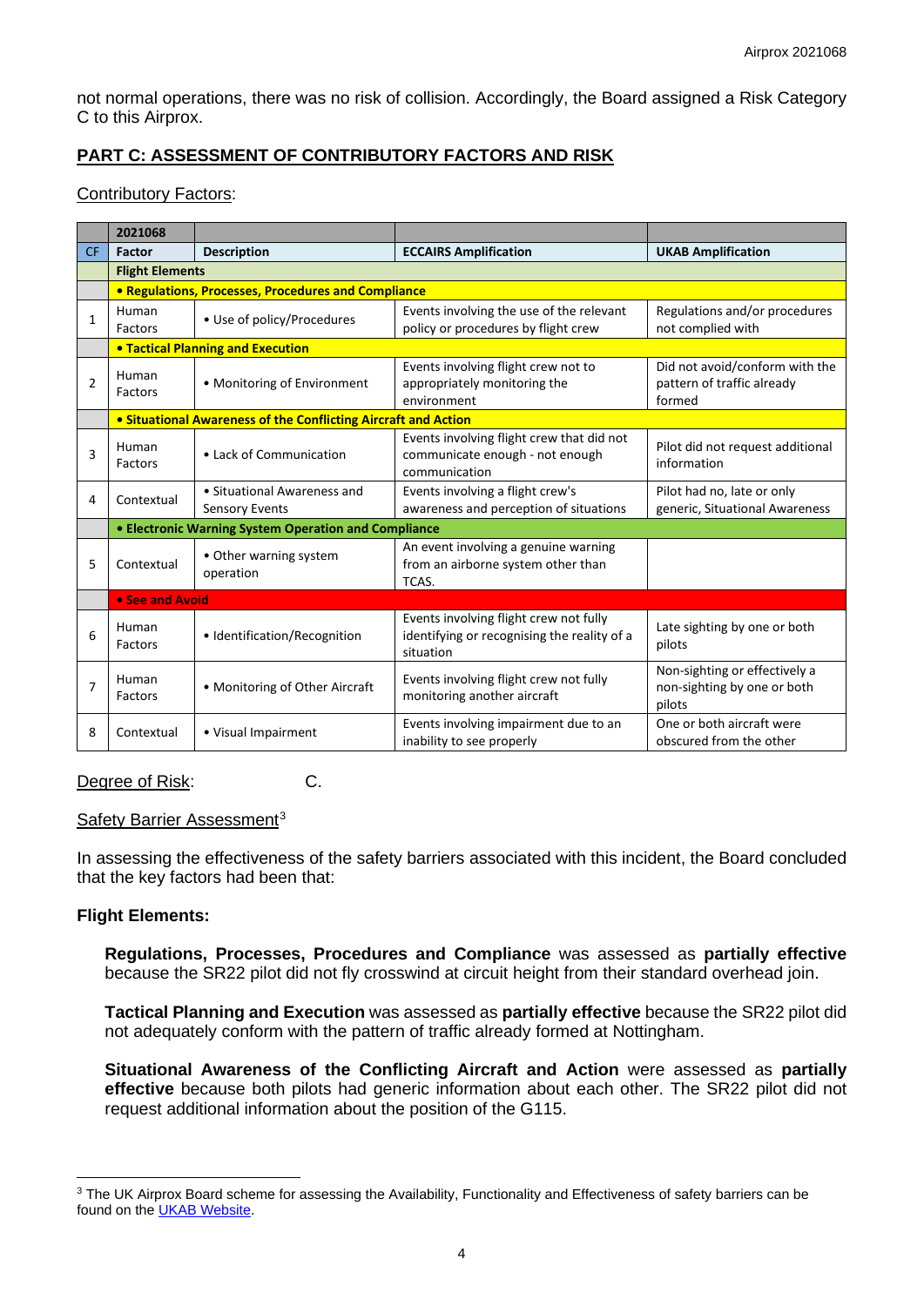not normal operations, there was no risk of collision. Accordingly, the Board assigned a Risk Category C to this Airprox.

## PART C: ASSESSMENT OF CONTRIBUTORY FACTORS AND RISK

Contributory Factors:

| | 2021068 | | | |
|---|---|---|---|---|
| CF | Factor | Description | ECCAIRS Amplification | UKAB Amplification |
| | **Flight Elements** | | | |
| | **• Regulations, Processes, Procedures and Compliance** | | | |
| 1 | Human Factors | • Use of policy/Procedures | Events involving the use of the relevant policy or procedures by flight crew | Regulations and/or procedures not complied with |
| | **• Tactical Planning and Execution** | | | |
| 2 | Human Factors | • Monitoring of Environment | Events involving flight crew not to appropriately monitoring the environment | Did not avoid/conform with the pattern of traffic already formed |
| | **• Situational Awareness of the Conflicting Aircraft and Action** | | | |
| 3 | Human Factors | • Lack of Communication | Events involving flight crew that did not communicate enough - not enough communication | Pilot did not request additional information |
| 4 | Contextual | • Situational Awareness and Sensory Events | Events involving a flight crew's awareness and perception of situations | Pilot had no, late or only generic, Situational Awareness |
| | **• Electronic Warning System Operation and Compliance** | | | |
| 5 | Contextual | • Other warning system operation | An event involving a genuine warning from an airborne system other than TCAS. | |
| | **• See and Avoid** | | | |
| 6 | Human Factors | • Identification/Recognition | Events involving flight crew not fully identifying or recognising the reality of a situation | Late sighting by one or both pilots |
| 7 | Human Factors | • Monitoring of Other Aircraft | Events involving flight crew not fully monitoring another aircraft | Non-sighting or effectively a non-sighting by one or both pilots |
| 8 | Contextual | • Visual Impairment | Events involving impairment due to an inability to see properly | One or both aircraft were obscured from the other |

Degree of Risk: C.

Safety Barrier Assessment[3]

In assessing the effectiveness of the safety barriers associated with this incident, the Board concluded that the key factors had been that:

**Flight Elements:**

**Regulations, Processes, Procedures and Compliance** was assessed as **partially effective** because the SR22 pilot did not fly crosswind at circuit height from their standard overhead join.

**Tactical Planning and Execution** was assessed as **partially effective** because the SR22 pilot did not adequately conform with the pattern of traffic already formed at Nottingham.

**Situational Awareness of the Conflicting Aircraft and Action** were assessed as **partially effective** because both pilots had generic information about each other. The SR22 pilot did not request additional information about the position of the G115.

---

[3] The UK Airprox Board scheme for assessing the Availability, Functionality and Effectiveness of safety barriers can be found on the UKAB Website.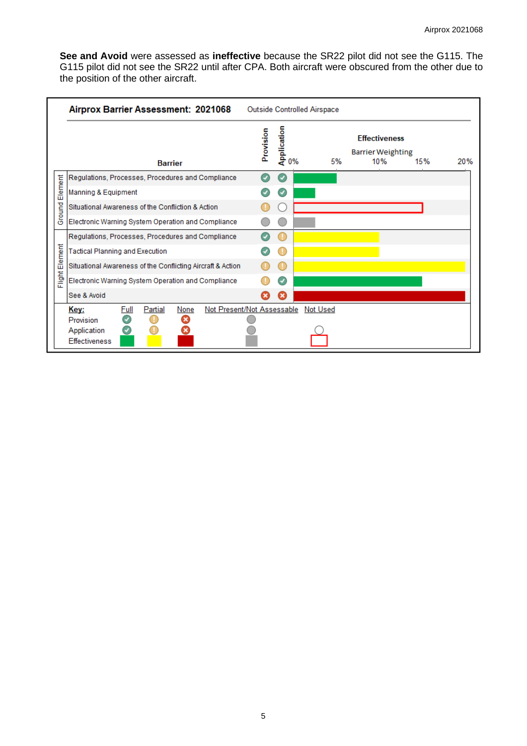**See and Avoid** were assessed as **ineffective** because the SR22 pilot did not see the G115. The G115 pilot did not see the SR22 until after CPA. Both aircraft were obscured from the other due to the position of the other aircraft.

**Airprox Barrier Assessment: 2021068** Outside Controlled Airspace

| | Barrier | Provision | Application | Effectiveness |
|---|---|---|---|---|
| Ground Element | Regulations, Processes, Procedures and Compliance | Full | Full | Full |
| | Manning & Equipment | Full | Full | Full |
| | Situational Awareness of the Confliction & Action | Partial | Not Used | Not Used |
| | Electronic Warning System Operation and Compliance | Not Present/Not Assessable | Not Present/Not Assessable | Not Present/Not Assessable |
| Flight Element | Regulations, Processes, Procedures and Compliance | Full | Partial | Partial |
| | Tactical Planning and Execution | Full | Partial | Partial |
| | Situational Awareness of the Conflicting Aircraft & Action | Partial | Partial | Partial |
| | Electronic Warning System Operation and Compliance | Partial | Full | Full |
| | See & Avoid | None | None | None |

Effectiveness: Barrier Weighting 0% 5% 10% 15% 20%

Key: Full, Partial, None, Not Present/Not Assessable, Not Used (Provision, Application, Effectiveness)